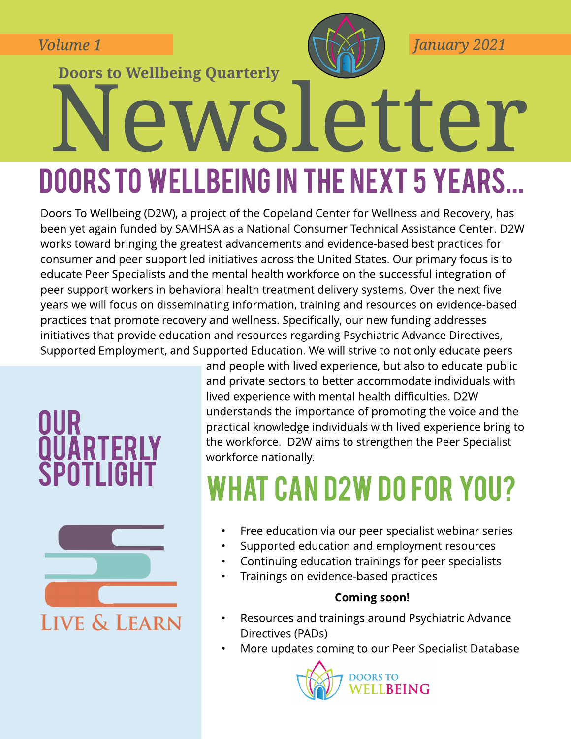Volume 1

January 2021

**Doors to Wellbeing Quarterly**

# Newsletter

## DOORS TO WELLBEING IN THE NEXT 5 YEARS...

Doors To Wellbeing (D2W), a project of the Copeland Center for Wellness and Recovery, has been yet again funded by SAMHSA as a National Consumer Technical Assistance Center. D2W works toward bringing the greatest advancements and evidence-based best practices for consumer and peer support led initiatives across the United States. Our primary focus is to educate Peer Specialists and the mental health workforce on the successful integration of peer support workers in behavioral health treatment delivery systems. Over the next five years we will focus on disseminating information, training and resources on evidence-based practices that promote recovery and wellness. Specifically, our new funding addresses initiatives that provide education and resources regarding Psychiatric Advance Directives, Supported Employment, and Supported Education. We will strive to not only educate peers and people with lived experience, but also to educate public and private sectors to better accommodate individuals with lived experience with mental health difficulties. D2W understands the importance of promoting the voice and the practical knowledge individuals with lived experience bring to the workforce. D2W aims to strengthen the Peer Specialist workforce nationally.

## OUR QUARTERLY SPOTLIGHT

LIVE & LEARN

## WHAT CAN D2W DO FOR YOU?

- Free education via our peer specialist webinar series
- Supported education and employment resources
- Continuing education trainings for peer specialists
- Trainings on evidence-based practices

**Coming soon!**

- Resources and trainings around Psychiatric Advance Directives (PADs)
- More updates coming to our Peer Specialist Database

DOORS TO WELLBEING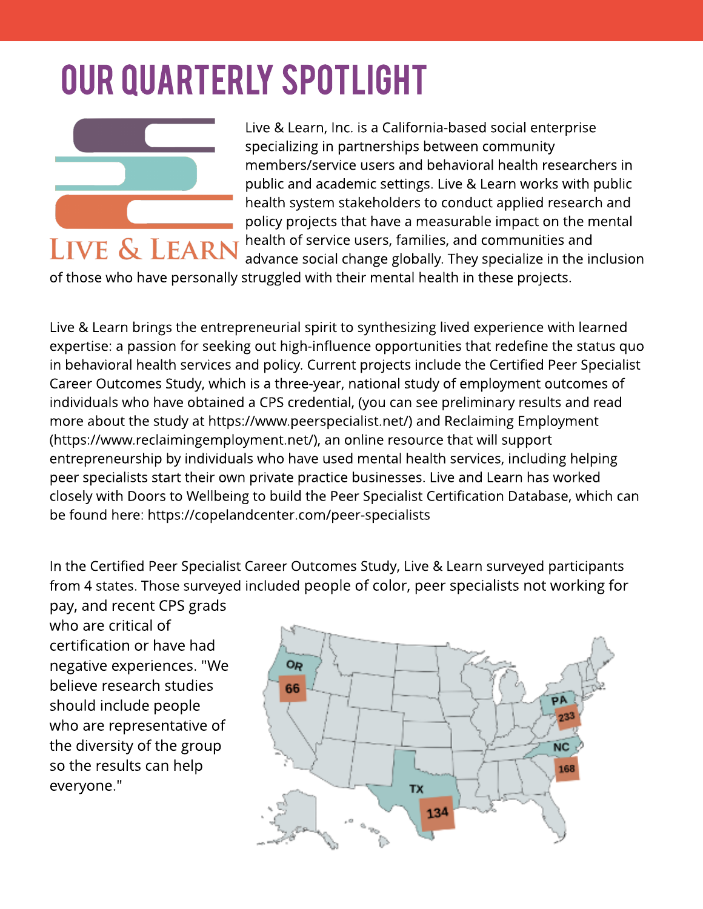# OUR QUARTERLY SPOTLIGHT

LIVE & LEARN

Live & Learn, Inc. is a California-based social enterprise specializing in partnerships between community members/service users and behavioral health researchers in public and academic settings. Live & Learn works with public health system stakeholders to conduct applied research and policy projects that have a measurable impact on the mental health of service users, families, and communities and advance social change globally. They specialize in the inclusion of those who have personally struggled with their mental health in these projects.

Live & Learn brings the entrepreneurial spirit to synthesizing lived experience with learned expertise: a passion for seeking out high-influence opportunities that redefine the status quo in behavioral health services and policy. Current projects include the Certified Peer Specialist Career Outcomes Study, which is a three-year, national study of employment outcomes of individuals who have obtained a CPS credential, (you can see preliminary results and read more about the study at https://www.peerspecialist.net/) and Reclaiming Employment (https://www.reclaimingemployment.net/), an online resource that will support entrepreneurship by individuals who have used mental health services, including helping peer specialists start their own private practice businesses. Live and Learn has worked closely with Doors to Wellbeing to build the Peer Specialist Certification Database, which can be found here: https://copelandcenter.com/peer-specialists

In the Certified Peer Specialist Career Outcomes Study, Live & Learn surveyed participants from 4 states. Those surveyed included people of color, peer specialists not working for pay, and recent CPS grads who are critical of certification or have had negative experiences. "We believe research studies should include people who are representative of the diversity of the group so the results can help everyone."

OR 66

PA 233

NC 168

TX 134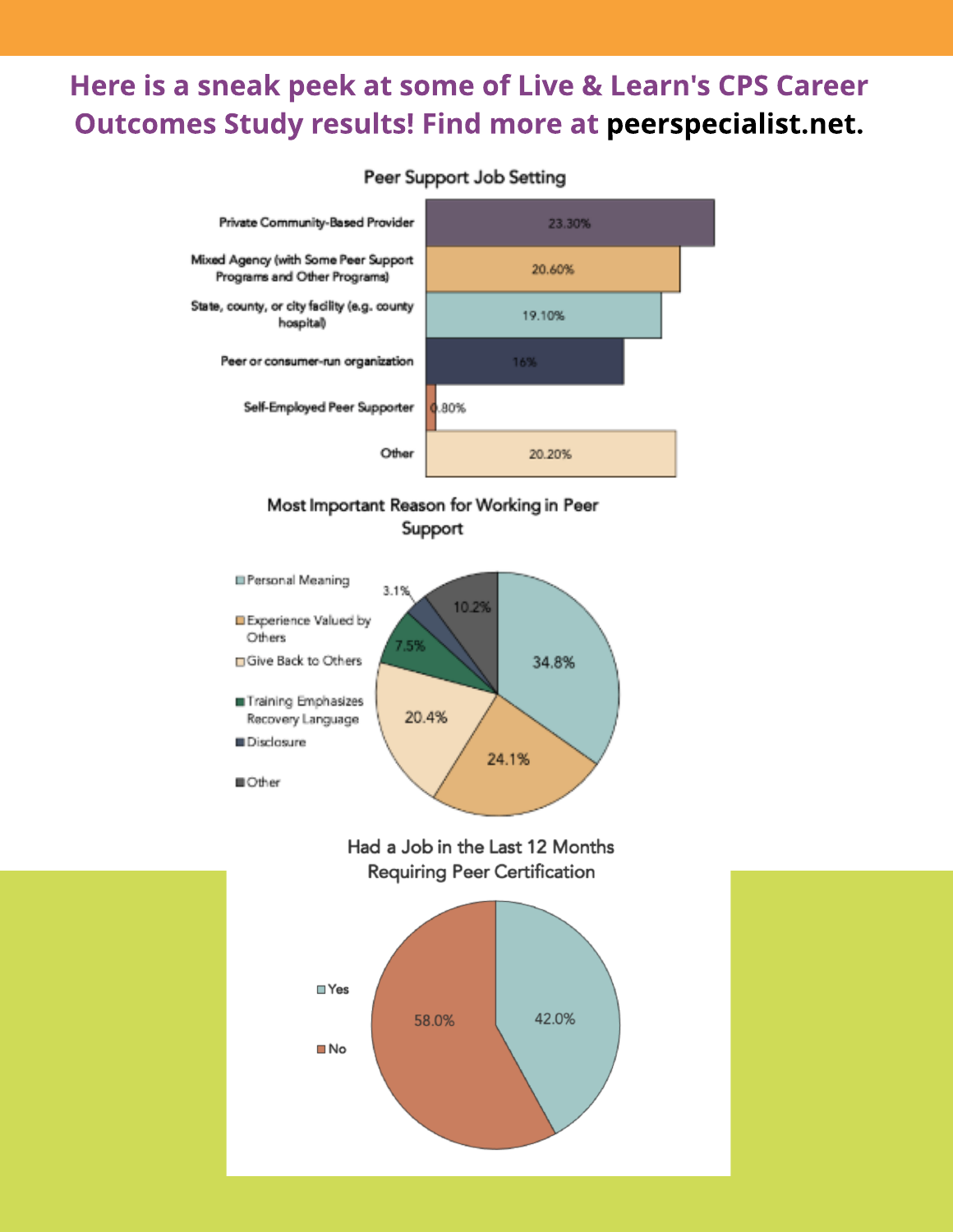**Here is a sneak peek at some of Live & Learn's CPS Career Outcomes Study results! Find more at peerspecialist.net.**

### Peer Support Job Setting

| Setting | Percent |
| --- | --- |
| Private Community-Based Provider | 23.30% |
| Mixed Agency (with Some Peer Support Programs and Other Programs) | 20.60% |
| State, county, or city facility (e.g. county hospital) | 19.10% |
| Peer or consumer-run organization | 16% |
| Self-Employed Peer Supporter | 0.80% |
| Other | 20.20% |

### Most Important Reason for Working in Peer Support

| Reason | Percent |
| --- | --- |
| Personal Meaning | 34.8% |
| Experience Valued by Others | 24.1% |
| Give Back to Others | 20.4% |
| Training Emphasizes Recovery Language | 7.5% |
| Disclosure | 3.1% |
| Other | 10.2% |

### Had a Job in the Last 12 Months Requiring Peer Certification

| Response | Percent |
| --- | --- |
| Yes | 42.0% |
| No | 58.0% |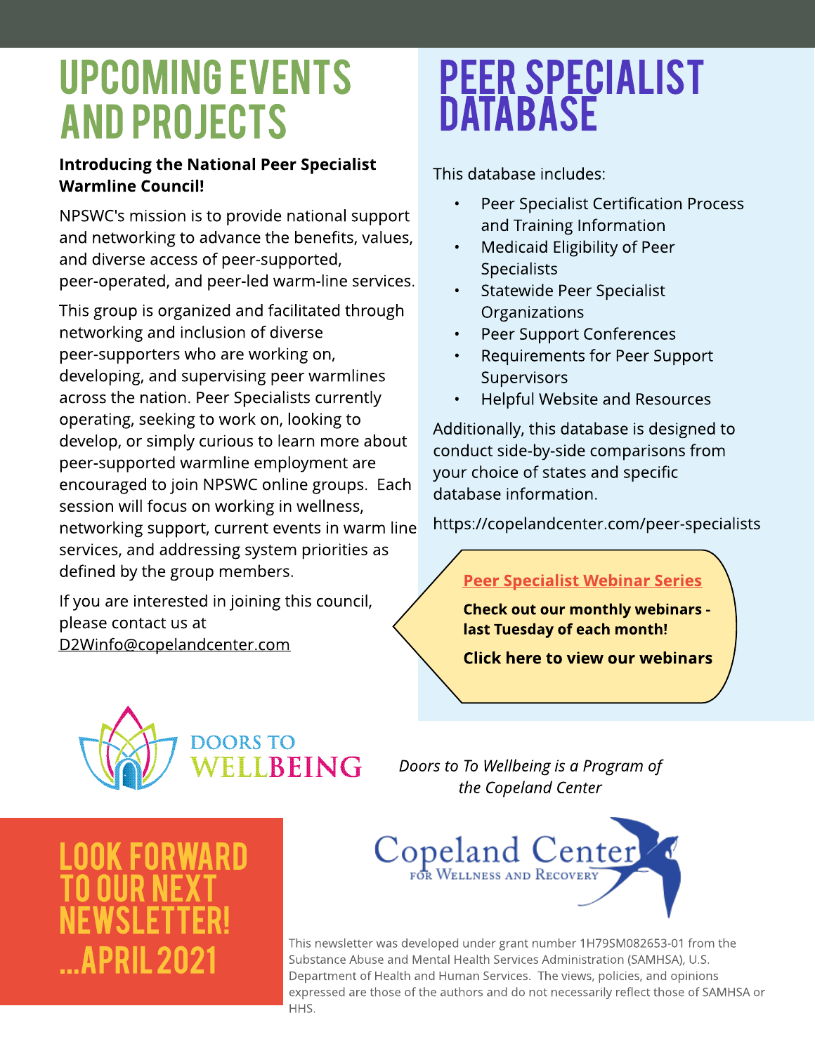# UPCOMING EVENTS AND PROJECTS

**Introducing the National Peer Specialist Warmline Council!**

NPSWC's mission is to provide national support and networking to advance the benefits, values, and diverse access of peer-supported, peer-operated, and peer-led warm-line services.

This group is organized and facilitated through networking and inclusion of diverse peer-supporters who are working on, developing, and supervising peer warmlines across the nation. Peer Specialists currently operating, seeking to work on, looking to develop, or simply curious to learn more about peer-supported warmline employment are encouraged to join NPSWC online groups. Each session will focus on working in wellness, networking support, current events in warm line services, and addressing system priorities as defined by the group members.

If you are interested in joining this council, please contact us at D2Winfo@copelandcenter.com

# PEER SPECIALIST DATABASE

This database includes:

- Peer Specialist Certification Process and Training Information
- Medicaid Eligibility of Peer Specialists
- Statewide Peer Specialist Organizations
- Peer Support Conferences
- Requirements for Peer Support Supervisors
- Helpful Website and Resources

Additionally, this database is designed to conduct side-by-side comparisons from your choice of states and specific database information.

https://copelandcenter.com/peer-specialists

**Peer Specialist Webinar Series**

**Check out our monthly webinars - last Tuesday of each month!**

**Click here to view our webinars**

DOORS TO WELLBEING

*Doors to To Wellbeing is a Program of the Copeland Center*

Copeland Center FOR WELLNESS AND RECOVERY

# LOOK FORWARD TO OUR NEXT NEWSLETTER! ...APRIL 2021

This newsletter was developed under grant number 1H79SM082653-01 from the Substance Abuse and Mental Health Services Administration (SAMHSA), U.S. Department of Health and Human Services. The views, policies, and opinions expressed are those of the authors and do not necessarily reflect those of SAMHSA or HHS.